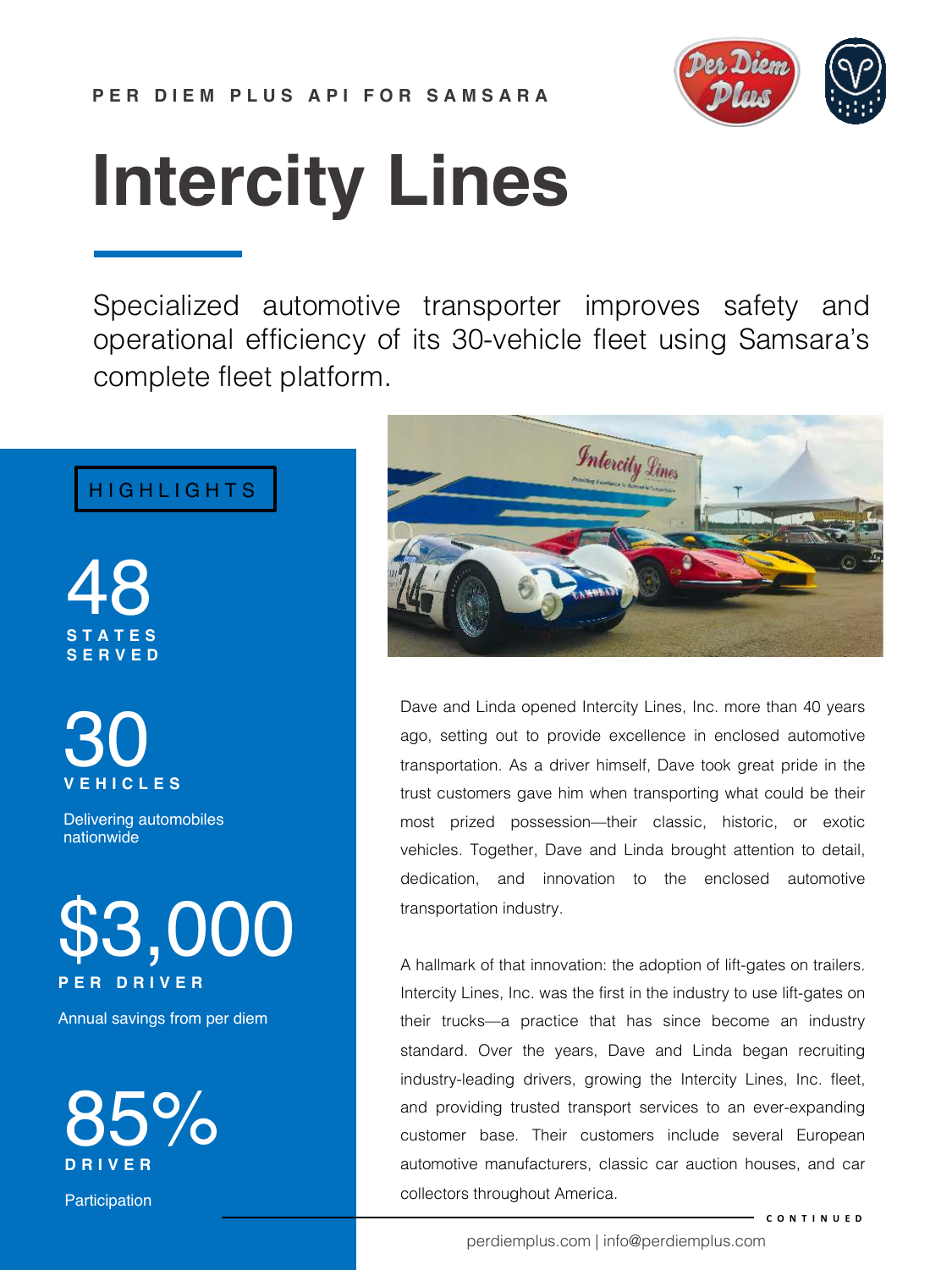PER DIEM PLUS API FOR SAMSARA

# Intercity Lines

Specialized automotive transporter improves safety and operational efficiency of its 30-vehicle fleet using Samsara's complete fleet platform.

## HIGHLIGHTS

**48**
STATES SERVED

**30**
VEHICLES

Delivering automobiles nationwide

**$3,000**
PER DRIVER

Annual savings from per diem

**85%**
DRIVER

Participation

Dave and Linda opened Intercity Lines, Inc. more than 40 years ago, setting out to provide excellence in enclosed automotive transportation. As a driver himself, Dave took great pride in the trust customers gave him when transporting what could be their most prized possession—their classic, historic, or exotic vehicles. Together, Dave and Linda brought attention to detail, dedication, and innovation to the enclosed automotive transportation industry.

A hallmark of that innovation: the adoption of lift-gates on trailers. Intercity Lines, Inc. was the first in the industry to use lift-gates on their trucks—a practice that has since become an industry standard. Over the years, Dave and Linda began recruiting industry-leading drivers, growing the Intercity Lines, Inc. fleet, and providing trusted transport services to an ever-expanding customer base. Their customers include several European automotive manufacturers, classic car auction houses, and car collectors throughout America.

CONTINUED

perdiemplus.com | info@perdiemplus.com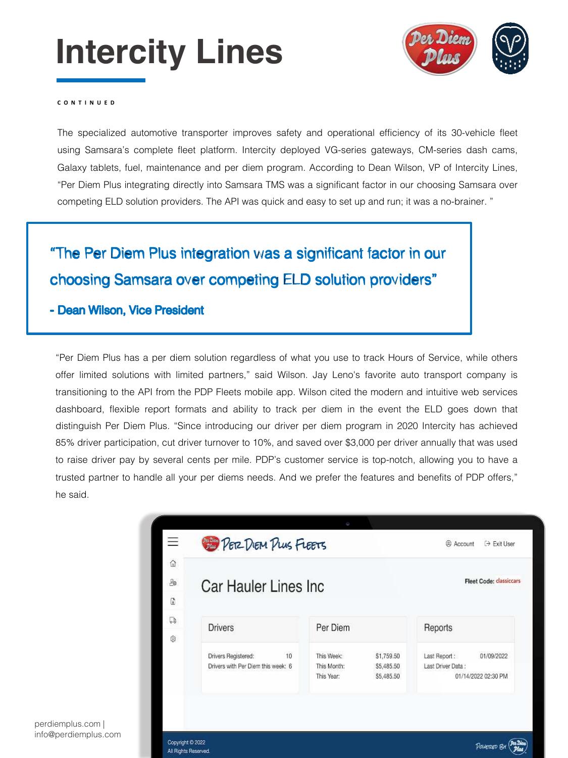# Intercity Lines

CONTINUED

The specialized automotive transporter improves safety and operational efficiency of its 30-vehicle fleet using Samsara's complete fleet platform. Intercity deployed VG-series gateways, CM-series dash cams, Galaxy tablets, fuel, maintenance and per diem program. According to Dean Wilson, VP of Intercity Lines, "Per Diem Plus integrating directly into Samsara TMS was a significant factor in our choosing Samsara over competing ELD solution providers. The API was quick and easy to set up and run; it was a no-brainer. "

> **"The Per Diem Plus integration was a significant factor in our choosing Samsara over competing ELD solution providers"**
>
> **- Dean Wilson, Vice President**

"Per Diem Plus has a per diem solution regardless of what you use to track Hours of Service, while others offer limited solutions with limited partners," said Wilson. Jay Leno's favorite auto transport company is transitioning to the API from the PDP Fleets mobile app. Wilson cited the modern and intuitive web services dashboard, flexible report formats and ability to track per diem in the event the ELD goes down that distinguish Per Diem Plus. "Since introducing our driver per diem program in 2020 Intercity has achieved 85% driver participation, cut driver turnover to 10%, and saved over $3,000 per driver annually that was used to raise driver pay by several cents per mile. PDP's customer service is top-notch, allowing you to have a trusted partner to handle all your per diems needs. And we prefer the features and benefits of PDP offers," he said.

perdiemplus.com | info@perdiemplus.com